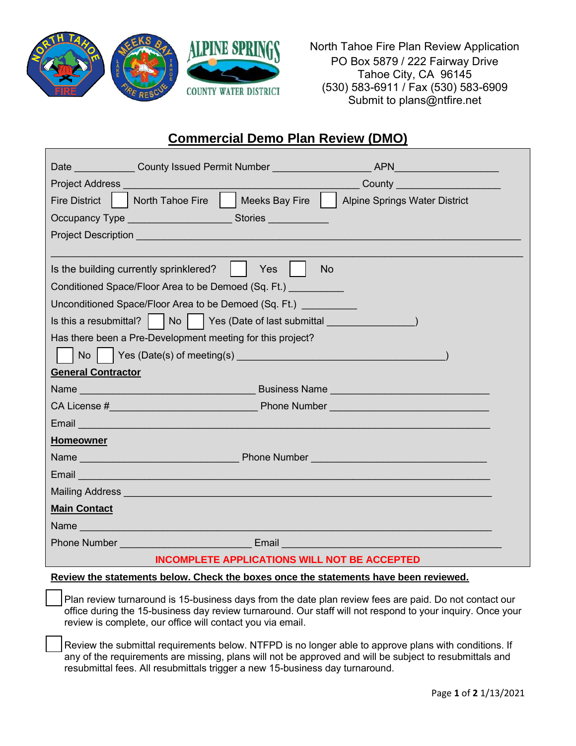North Tahoe Fire Plan Review Application
PO Box 5879 / 222 Fairway Drive
Tahoe City, CA 96145
(530) 583-6911 / Fax (530) 583-6909
Submit to plans@ntfire.net

# Commercial Demo Plan Review (DMO)

Date ___________ County Issued Permit Number _________________ APN __________________

Project Address ___________________________________________ County _________________

Fire District ☐ North Tahoe Fire ☐ Meeks Bay Fire ☐ Alpine Springs Water District

Occupancy Type ___________________ Stories ___________

Project Description ______________________________________________________________________

___________________________________________________________________________________

Is the building currently sprinklered? ☐ Yes ☐ No

Conditioned Space/Floor Area to be Demoed (Sq. Ft.) __________

Unconditioned Space/Floor Area to be Demoed (Sq. Ft.) __________

Is this a resubmittal? ☐ No ☐ Yes (Date of last submittal _______________)

Has there been a Pre-Development meeting for this project?

☐ No ☐ Yes (Date(s) of meeting(s) ___________________________________)

**General Contractor**

Name ________________________________ Business Name _____________________________

CA License #__________________________ Phone Number _____________________________

Email __________________________________________________________________________

**Homeowner**

Name _____________________________ Phone Number ________________________________

Email __________________________________________________________________________

Mailing Address ___________________________________________________________________

**Main Contact**

Name __________________________________________________________________________

Phone Number _______________________ Email ______________________________________

**INCOMPLETE APPLICATIONS WILL NOT BE ACCEPTED**

**Review the statements below. Check the boxes once the statements have been reviewed.**

☐ Plan review turnaround is 15-business days from the date plan review fees are paid. Do not contact our office during the 15-business day review turnaround. Our staff will not respond to your inquiry. Once your review is complete, our office will contact you via email.

☐ Review the submittal requirements below. NTFPD is no longer able to approve plans with conditions. If any of the requirements are missing, plans will not be approved and will be subject to resubmittals and resubmittal fees. All resubmittals trigger a new 15-business day turnaround.

1/13/2021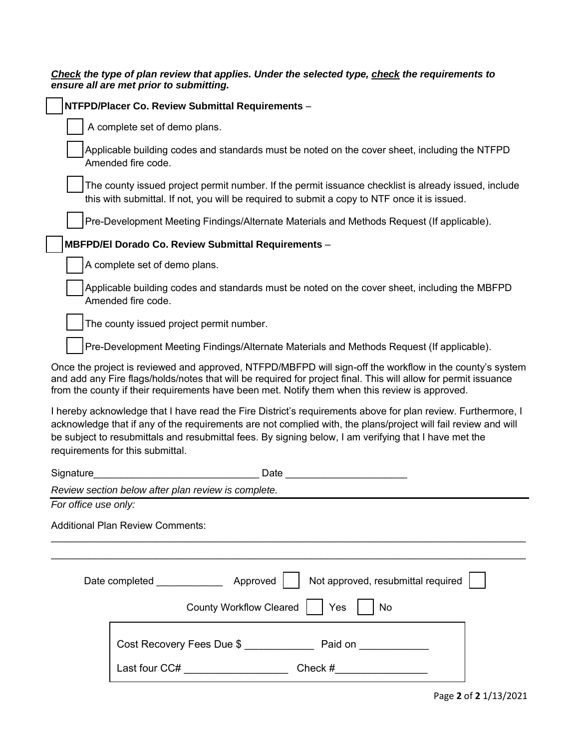***Check** the type of plan review that applies. Under the selected type, **check** the requirements to ensure all are met prior to submitting.*

- [ ] **NTFPD/Placer Co. Review Submittal Requirements** –
  - [ ] A complete set of demo plans.
  - [ ] Applicable building codes and standards must be noted on the cover sheet, including the NTFPD Amended fire code.
  - [ ] The county issued project permit number. If the permit issuance checklist is already issued, include this with submittal. If not, you will be required to submit a copy to NTF once it is issued.
  - [ ] Pre-Development Meeting Findings/Alternate Materials and Methods Request (If applicable).
- [ ] **MBFPD/El Dorado Co. Review Submittal Requirements** –
  - [ ] A complete set of demo plans.
  - [ ] Applicable building codes and standards must be noted on the cover sheet, including the MBFPD Amended fire code.
  - [ ] The county issued project permit number.
  - [ ] Pre-Development Meeting Findings/Alternate Materials and Methods Request (If applicable).

Once the project is reviewed and approved, NTFPD/MBFPD will sign-off the workflow in the county's system and add any Fire flags/holds/notes that will be required for project final. This will allow for permit issuance from the county if their requirements have been met. Notify them when this review is approved.

I hereby acknowledge that I have read the Fire District's requirements above for plan review. Furthermore, I acknowledge that if any of the requirements are not complied with, the plans/project will fail review and will be subject to resubmittals and resubmittal fees. By signing below, I am verifying that I have met the requirements for this submittal.

Signature______________________________ Date ______________________

*Review section below after plan review is complete.*

---

*For office use only:*

Additional Plan Review Comments:

_____________________________________________________________________________________

_____________________________________________________________________________________

Date completed ____________ Approved [ ] Not approved, resubmittal required [ ]

County Workflow Cleared [ ] Yes [ ] No

Cost Recovery Fees Due $ ____________ Paid on ____________

Last four CC# __________________ Check #________________